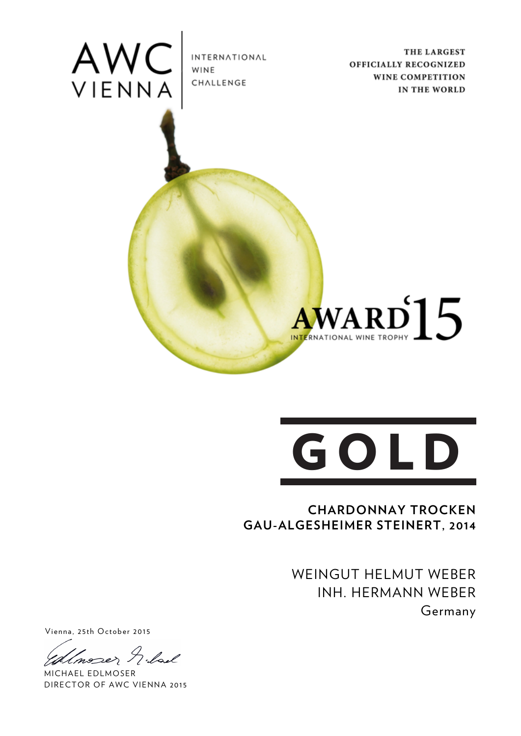AWC VIENNA

INTERNATIONAL WINE CHALLENGE

THE LARGEST OFFICIALLY RECOGNIZED WINE COMPETITION IN THE WORLD

AWARD'15

INTERNATIONAL WINE TROPHY

# GOLD

**CHARDONNAY TROCKEN**
**GAU-ALGESHEIMER STEINERT, 2014**

WEINGUT HELMUT WEBER
INH. HERMANN WEBER
Germany

Vienna, 25th October 2015

MICHAEL EDLMOSER
DIRECTOR OF AWC VIENNA 2015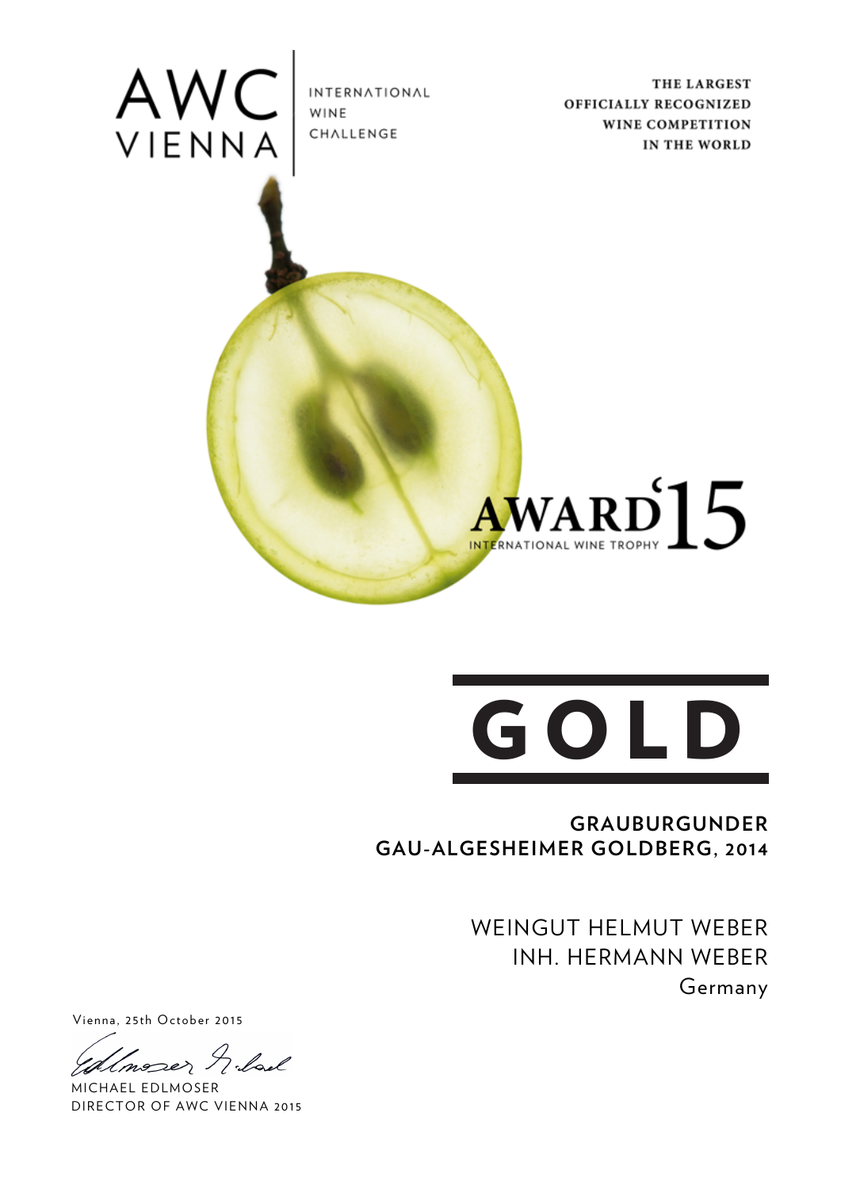AWC VIENNA | INTERNATIONAL WINE CHALLENGE

**THE LARGEST OFFICIALLY RECOGNIZED WINE COMPETITION IN THE WORLD**

AWARD'15
INTERNATIONAL WINE TROPHY

# GOLD

**GRAUBURGUNDER**
**GAU-ALGESHEIMER GOLDBERG, 2014**

WEINGUT HELMUT WEBER
INH. HERMANN WEBER
Germany

Vienna, 25th October 2015

MICHAEL EDLMOSER
DIRECTOR OF AWC VIENNA 2015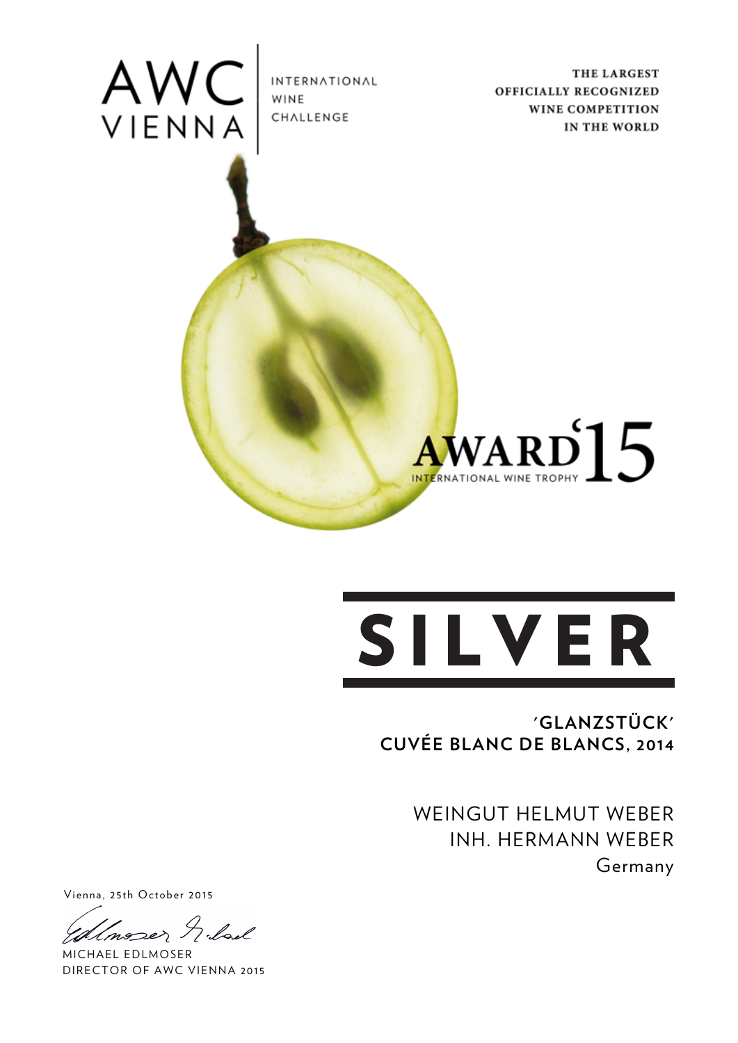AWC VIENNA

INTERNATIONAL WINE CHALLENGE

**THE LARGEST OFFICIALLY RECOGNIZED WINE COMPETITION IN THE WORLD**

AWARD'15

INTERNATIONAL WINE TROPHY

# SILVER

**'GLANZSTÜCK'**
**CUVÉE BLANC DE BLANCS, 2014**

WEINGUT HELMUT WEBER
INH. HERMANN WEBER
Germany

Vienna, 25th October 2015

MICHAEL EDLMOSER
DIRECTOR OF AWC VIENNA 2015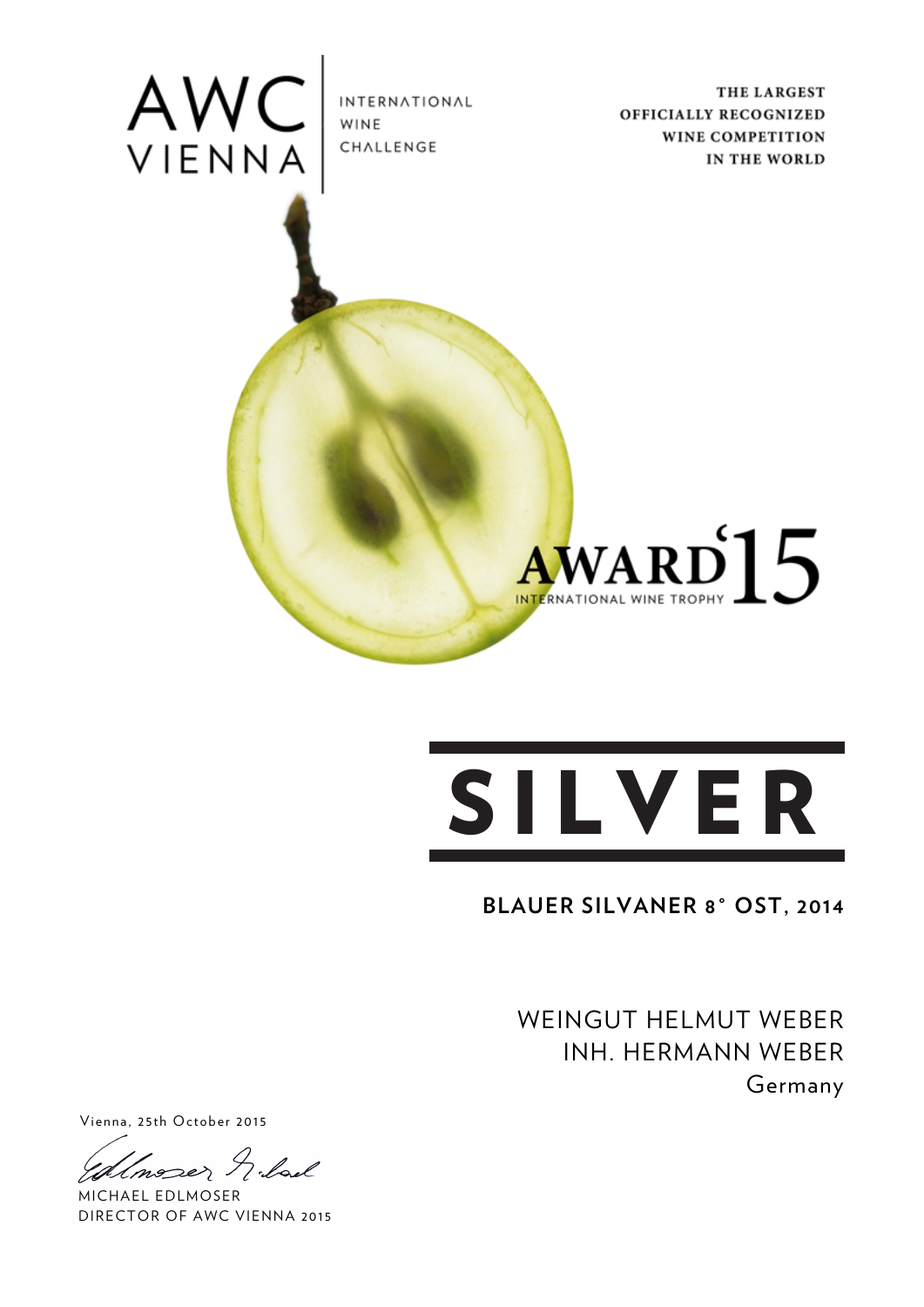AWC VIENNA | INTERNATIONAL WINE CHALLENGE

**THE LARGEST OFFICIALLY RECOGNIZED WINE COMPETITION IN THE WORLD**

AWARD'15
INTERNATIONAL WINE TROPHY

# SILVER

**BLAUER SILVANER 8° OST, 2014**

WEINGUT HELMUT WEBER
INH. HERMANN WEBER
Germany

Vienna, 25th October 2015

MICHAEL EDLMOSER
DIRECTOR OF AWC VIENNA 2015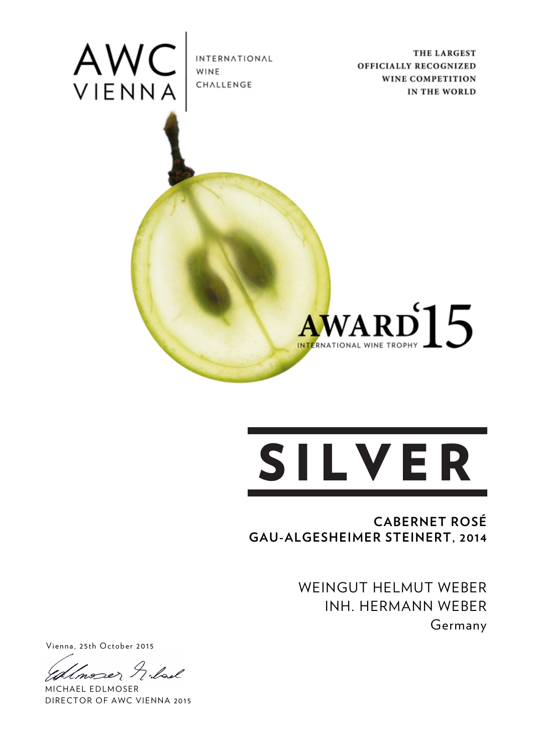AWC VIENNA

INTERNATIONAL WINE CHALLENGE

**THE LARGEST OFFICIALLY RECOGNIZED WINE COMPETITION IN THE WORLD**

AWARD'15

INTERNATIONAL WINE TROPHY

# SILVER

**CABERNET ROSÉ**
**GAU-ALGESHEIMER STEINERT, 2014**

WEINGUT HELMUT WEBER
INH. HERMANN WEBER
Germany

Vienna, 25th October 2015

MICHAEL EDLMOSER
DIRECTOR OF AWC VIENNA 2015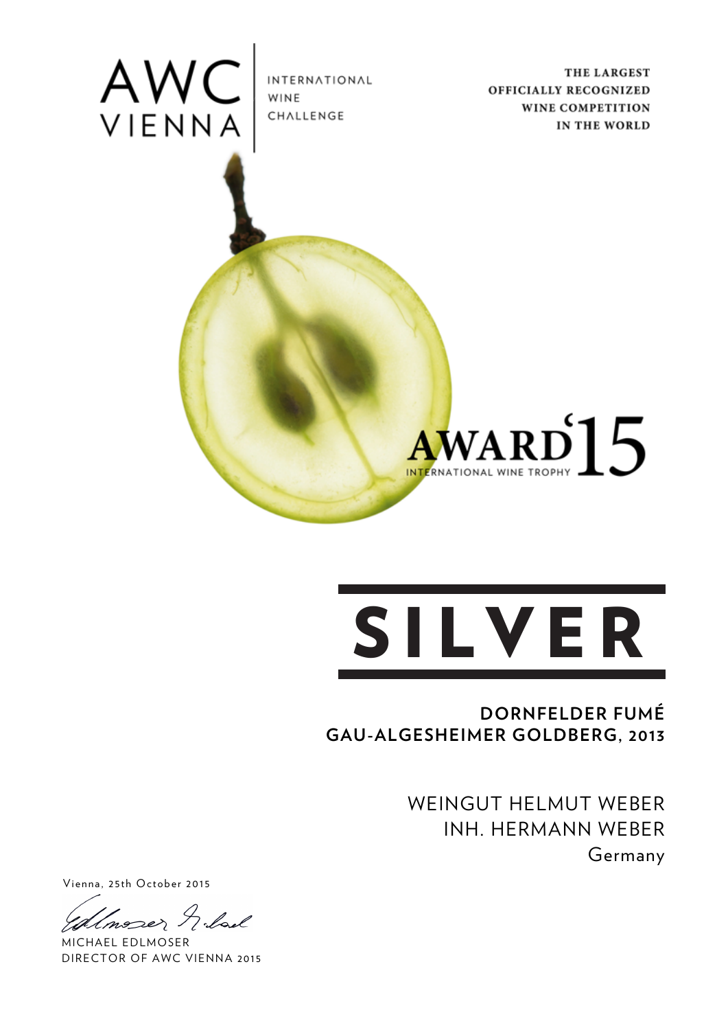AWC VIENNA

INTERNATIONAL WINE CHALLENGE

**THE LARGEST OFFICIALLY RECOGNIZED WINE COMPETITION IN THE WORLD**

AWARD'15

INTERNATIONAL WINE TROPHY

# SILVER

**DORNFELDER FUMÉ**
**GAU-ALGESHEIMER GOLDBERG, 2013**

WEINGUT HELMUT WEBER
INH. HERMANN WEBER
Germany

Vienna, 25th October 2015

MICHAEL EDLMOSER
DIRECTOR OF AWC VIENNA 2015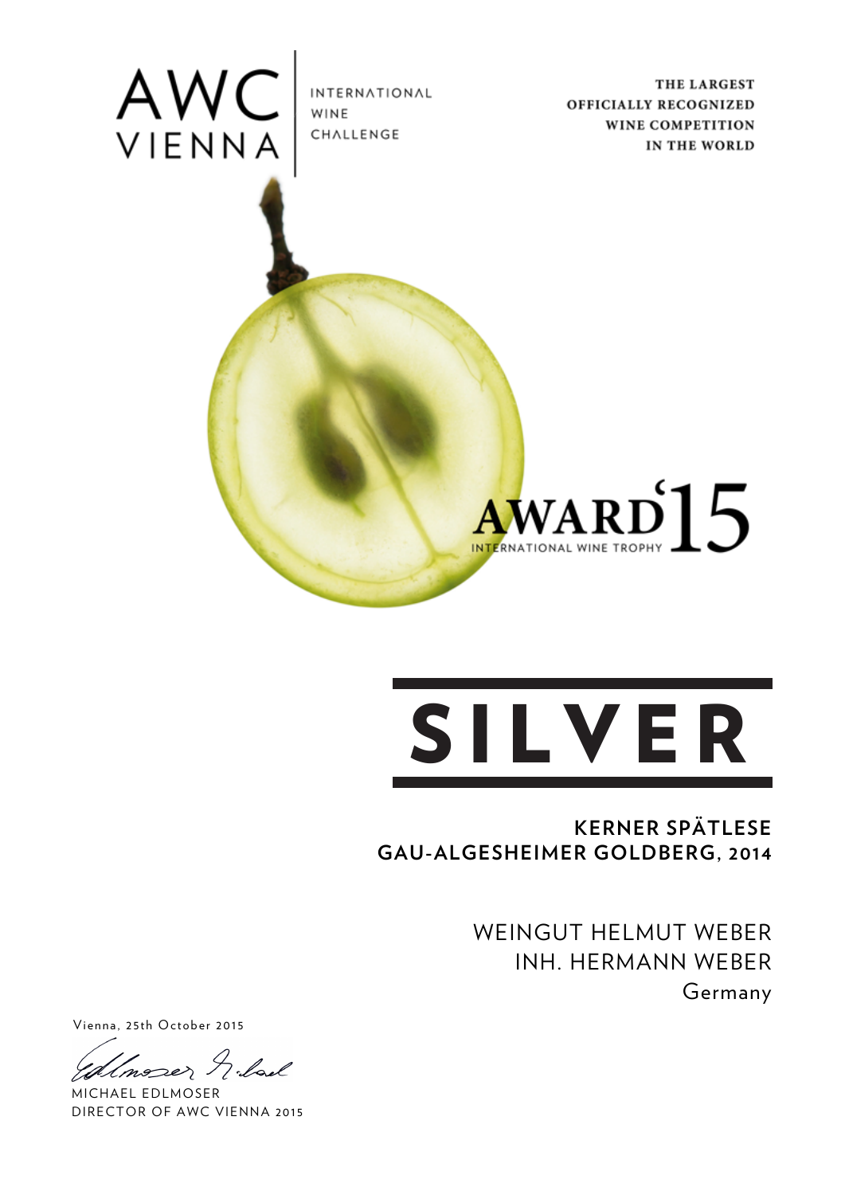AWC VIENNA

INTERNATIONAL WINE CHALLENGE

**THE LARGEST OFFICIALLY RECOGNIZED WINE COMPETITION IN THE WORLD**

AWARD '15

INTERNATIONAL WINE TROPHY

# SILVER

**KERNER SPÄTLESE**
**GAU-ALGESHEIMER GOLDBERG, 2014**

WEINGUT HELMUT WEBER
INH. HERMANN WEBER
Germany

Vienna, 25th October 2015

MICHAEL EDLMOSER
DIRECTOR OF AWC VIENNA 2015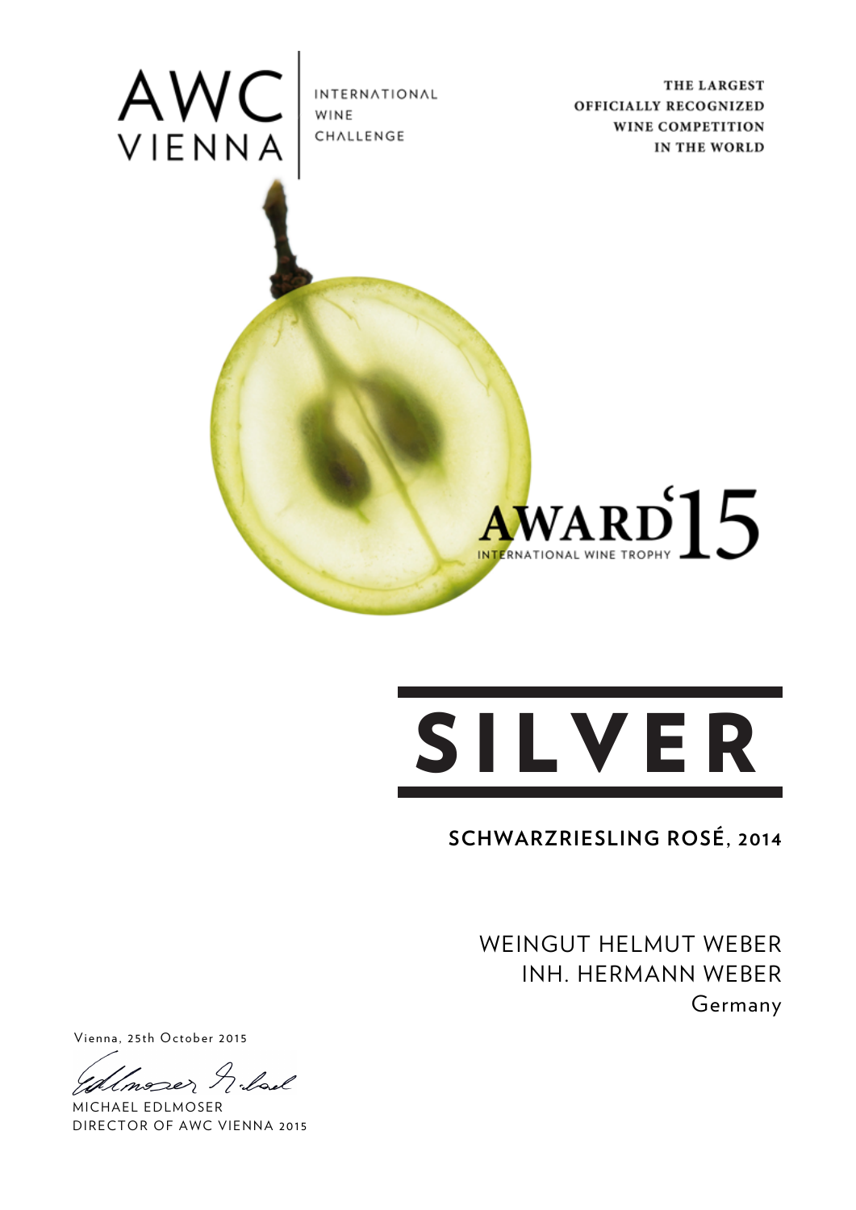AWC VIENNA

INTERNATIONAL WINE CHALLENGE

THE LARGEST OFFICIALLY RECOGNIZED WINE COMPETITION IN THE WORLD

AWARD'15

INTERNATIONAL WINE TROPHY

# SILVER

**SCHWARZRIESLING ROSÉ, 2014**

WEINGUT HELMUT WEBER
INH. HERMANN WEBER
Germany

Vienna, 25th October 2015

MICHAEL EDLMOSER
DIRECTOR OF AWC VIENNA 2015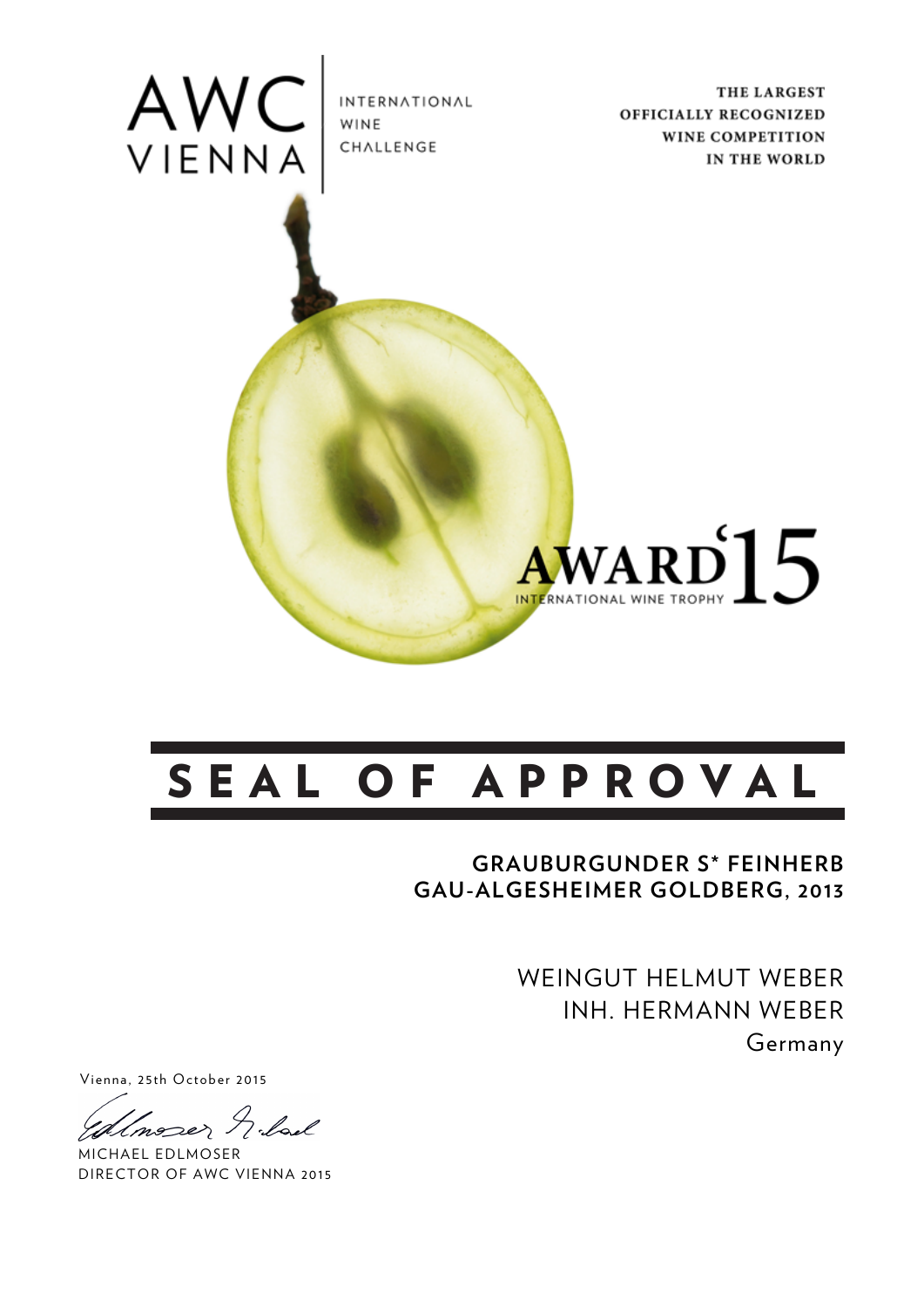AWC VIENNA

INTERNATIONAL WINE CHALLENGE

THE LARGEST OFFICIALLY RECOGNIZED WINE COMPETITION IN THE WORLD

AWARD'15

INTERNATIONAL WINE TROPHY

# SEAL OF APPROVAL

**GRAUBURGUNDER S* FEINHERB**
**GAU-ALGESHEIMER GOLDBERG, 2013**

WEINGUT HELMUT WEBER
INH. HERMANN WEBER
Germany

Vienna, 25th October 2015

MICHAEL EDLMOSER
DIRECTOR OF AWC VIENNA 2015